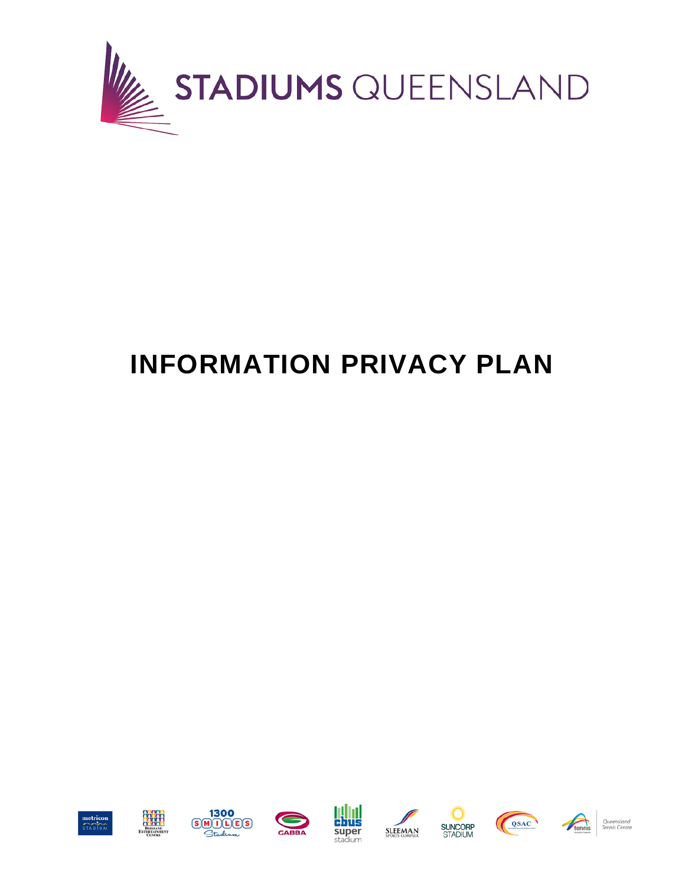STADIUMS QUEENSLAND

# INFORMATION PRIVACY PLAN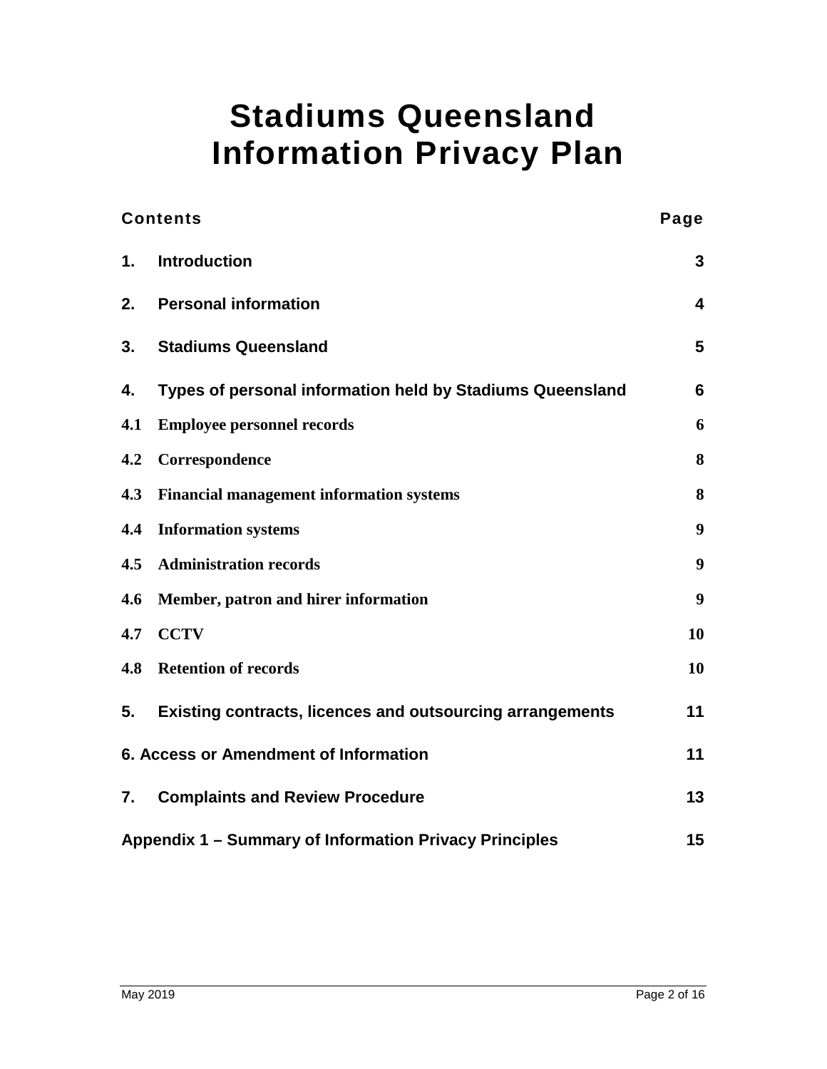# Stadiums Queensland Information Privacy Plan

| Contents | | Page |
|---|---|---|
| **1.** | **Introduction** | **3** |
| **2.** | **Personal information** | **4** |
| **3.** | **Stadiums Queensland** | **5** |
| **4.** | **Types of personal information held by Stadiums Queensland** | **6** |
| **4.1** | **Employee personnel records** | **6** |
| **4.2** | **Correspondence** | **8** |
| **4.3** | **Financial management information systems** | **8** |
| **4.4** | **Information systems** | **9** |
| **4.5** | **Administration records** | **9** |
| **4.6** | **Member, patron and hirer information** | **9** |
| **4.7** | **CCTV** | **10** |
| **4.8** | **Retention of records** | **10** |
| **5.** | **Existing contracts, licences and outsourcing arrangements** | **11** |
| **6. Access or Amendment of Information** | | **11** |
| **7.** | **Complaints and Review Procedure** | **13** |
| **Appendix 1 – Summary of Information Privacy Principles** | | **15** |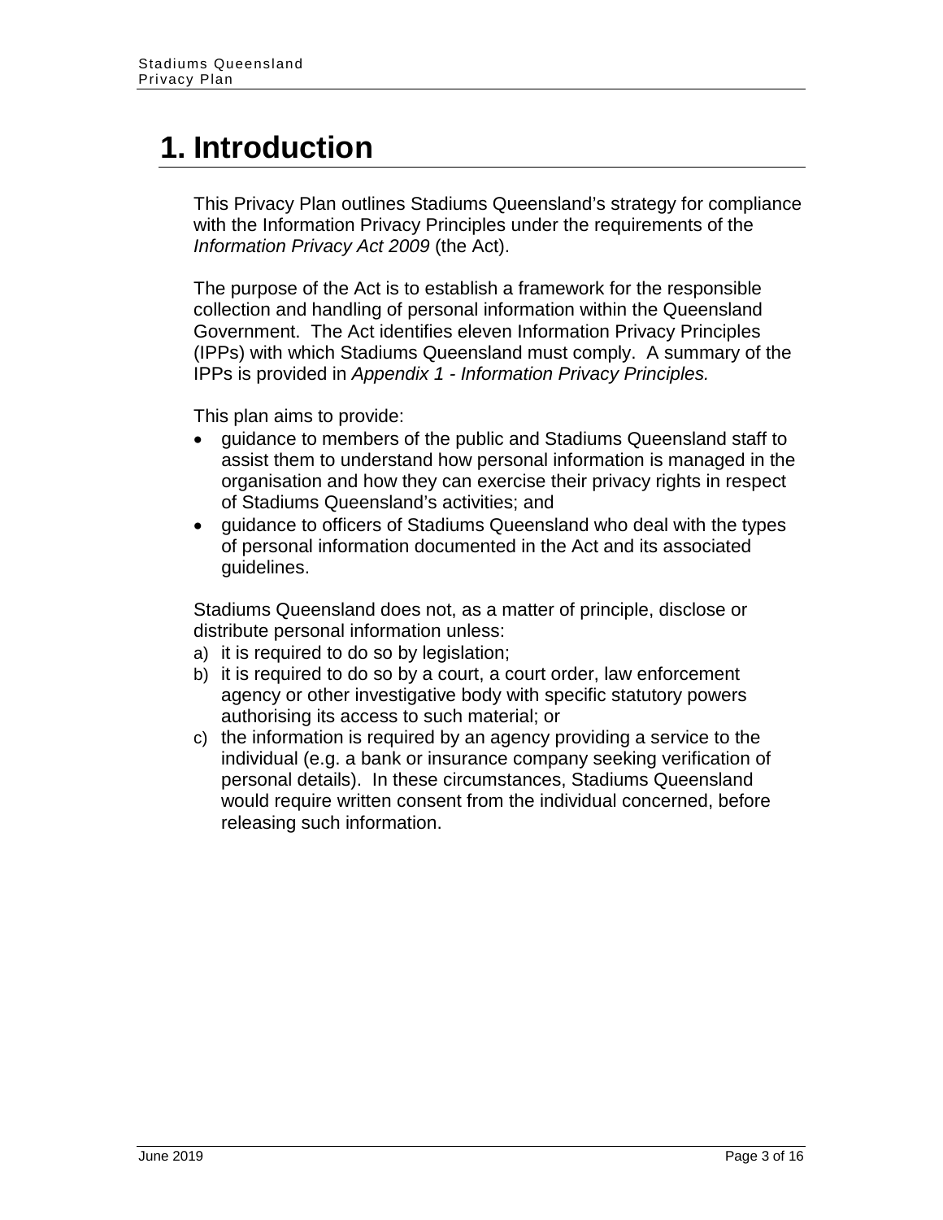# 1. Introduction

This Privacy Plan outlines Stadiums Queensland's strategy for compliance with the Information Privacy Principles under the requirements of the *Information Privacy Act 2009* (the Act).

The purpose of the Act is to establish a framework for the responsible collection and handling of personal information within the Queensland Government. The Act identifies eleven Information Privacy Principles (IPPs) with which Stadiums Queensland must comply. A summary of the IPPs is provided in *Appendix 1 - Information Privacy Principles.*

This plan aims to provide:

- guidance to members of the public and Stadiums Queensland staff to assist them to understand how personal information is managed in the organisation and how they can exercise their privacy rights in respect of Stadiums Queensland's activities; and
- guidance to officers of Stadiums Queensland who deal with the types of personal information documented in the Act and its associated guidelines.

Stadiums Queensland does not, as a matter of principle, disclose or distribute personal information unless:

a) it is required to do so by legislation;
b) it is required to do so by a court, a court order, law enforcement agency or other investigative body with specific statutory powers authorising its access to such material; or
c) the information is required by an agency providing a service to the individual (e.g. a bank or insurance company seeking verification of personal details). In these circumstances, Stadiums Queensland would require written consent from the individual concerned, before releasing such information.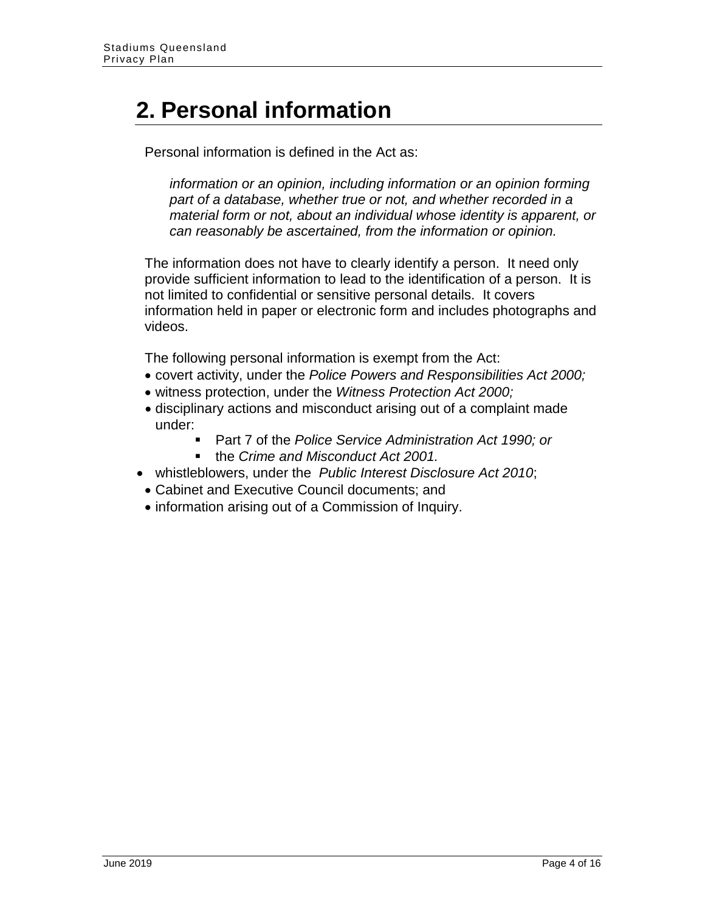# 2. Personal information

Personal information is defined in the Act as:

> *information or an opinion, including information or an opinion forming part of a database, whether true or not, and whether recorded in a material form or not, about an individual whose identity is apparent, or can reasonably be ascertained, from the information or opinion.*

The information does not have to clearly identify a person. It need only provide sufficient information to lead to the identification of a person. It is not limited to confidential or sensitive personal details. It covers information held in paper or electronic form and includes photographs and videos.

The following personal information is exempt from the Act:

- covert activity, under the *Police Powers and Responsibilities Act 2000;*
- witness protection, under the *Witness Protection Act 2000;*
- disciplinary actions and misconduct arising out of a complaint made under:
    - Part 7 of the *Police Service Administration Act 1990; or*
    - the *Crime and Misconduct Act 2001.*
- whistleblowers, under the *Public Interest Disclosure Act 2010*;
- Cabinet and Executive Council documents; and
- information arising out of a Commission of Inquiry.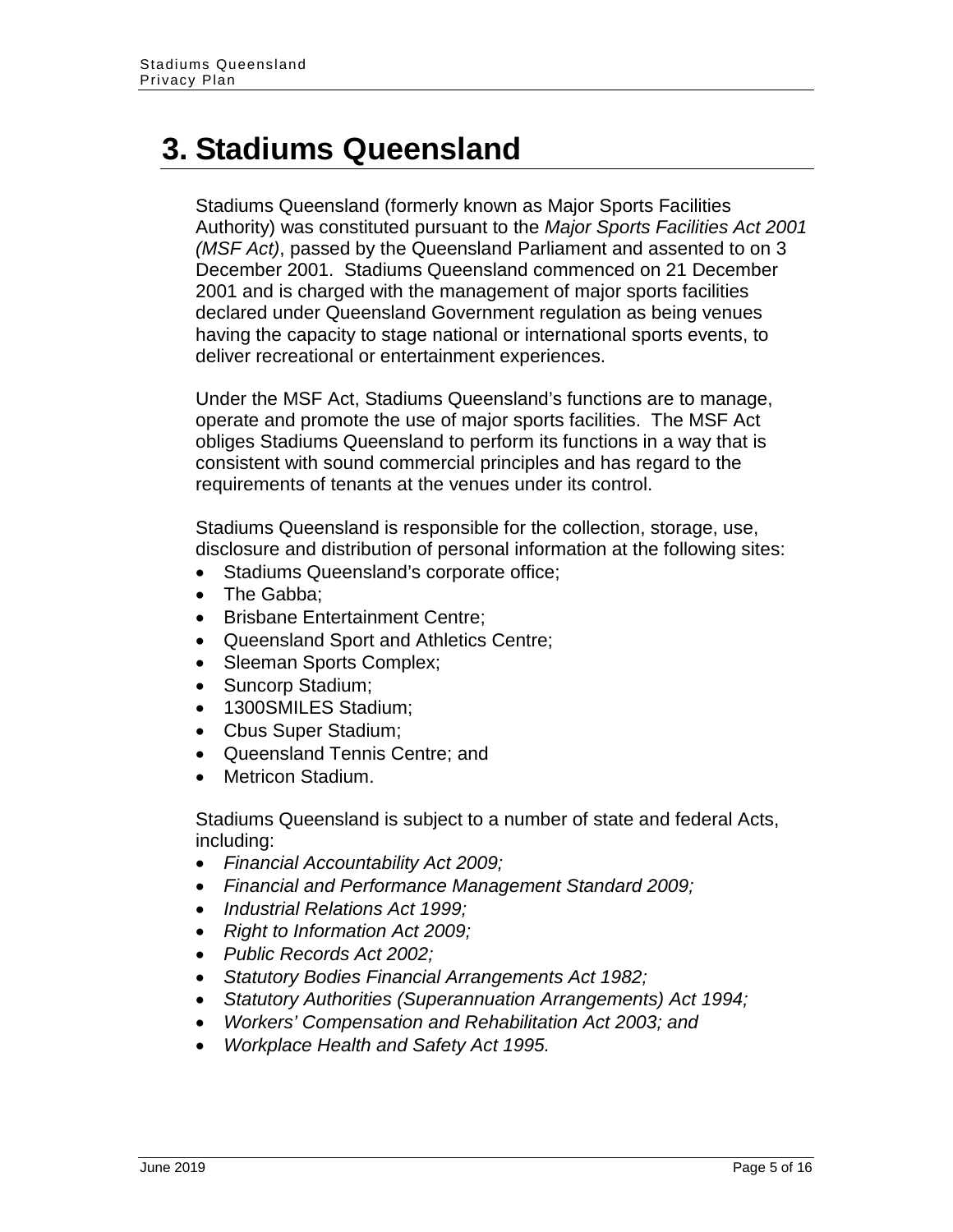# 3. Stadiums Queensland

Stadiums Queensland (formerly known as Major Sports Facilities Authority) was constituted pursuant to the *Major Sports Facilities Act 2001 (MSF Act)*, passed by the Queensland Parliament and assented to on 3 December 2001. Stadiums Queensland commenced on 21 December 2001 and is charged with the management of major sports facilities declared under Queensland Government regulation as being venues having the capacity to stage national or international sports events, to deliver recreational or entertainment experiences.

Under the MSF Act, Stadiums Queensland's functions are to manage, operate and promote the use of major sports facilities. The MSF Act obliges Stadiums Queensland to perform its functions in a way that is consistent with sound commercial principles and has regard to the requirements of tenants at the venues under its control.

Stadiums Queensland is responsible for the collection, storage, use, disclosure and distribution of personal information at the following sites:

- Stadiums Queensland's corporate office;
- The Gabba;
- Brisbane Entertainment Centre;
- Queensland Sport and Athletics Centre;
- Sleeman Sports Complex;
- Suncorp Stadium;
- 1300SMILES Stadium;
- Cbus Super Stadium;
- Queensland Tennis Centre; and
- Metricon Stadium.

Stadiums Queensland is subject to a number of state and federal Acts, including:

- *Financial Accountability Act 2009;*
- *Financial and Performance Management Standard 2009;*
- *Industrial Relations Act 1999;*
- *Right to Information Act 2009;*
- *Public Records Act 2002;*
- *Statutory Bodies Financial Arrangements Act 1982;*
- *Statutory Authorities (Superannuation Arrangements) Act 1994;*
- *Workers' Compensation and Rehabilitation Act 2003; and*
- *Workplace Health and Safety Act 1995.*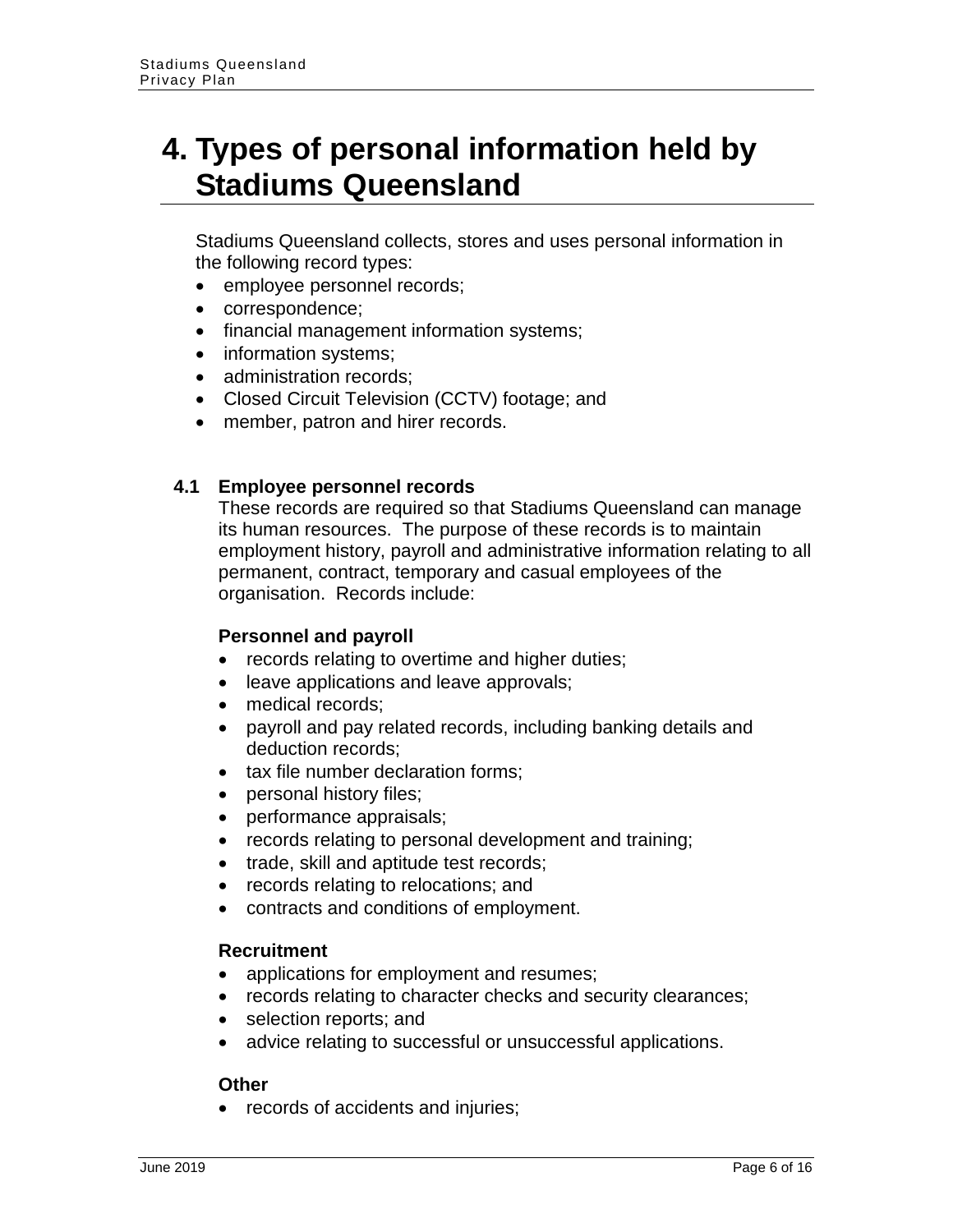# 4. Types of personal information held by Stadiums Queensland

Stadiums Queensland collects, stores and uses personal information in the following record types:

- employee personnel records;
- correspondence;
- financial management information systems;
- information systems;
- administration records;
- Closed Circuit Television (CCTV) footage; and
- member, patron and hirer records.

## 4.1 Employee personnel records

These records are required so that Stadiums Queensland can manage its human resources. The purpose of these records is to maintain employment history, payroll and administrative information relating to all permanent, contract, temporary and casual employees of the organisation. Records include:

**Personnel and payroll**

- records relating to overtime and higher duties;
- leave applications and leave approvals;
- medical records;
- payroll and pay related records, including banking details and deduction records;
- tax file number declaration forms;
- personal history files;
- performance appraisals;
- records relating to personal development and training;
- trade, skill and aptitude test records;
- records relating to relocations; and
- contracts and conditions of employment.

**Recruitment**

- applications for employment and resumes;
- records relating to character checks and security clearances;
- selection reports; and
- advice relating to successful or unsuccessful applications.

**Other**

- records of accidents and injuries;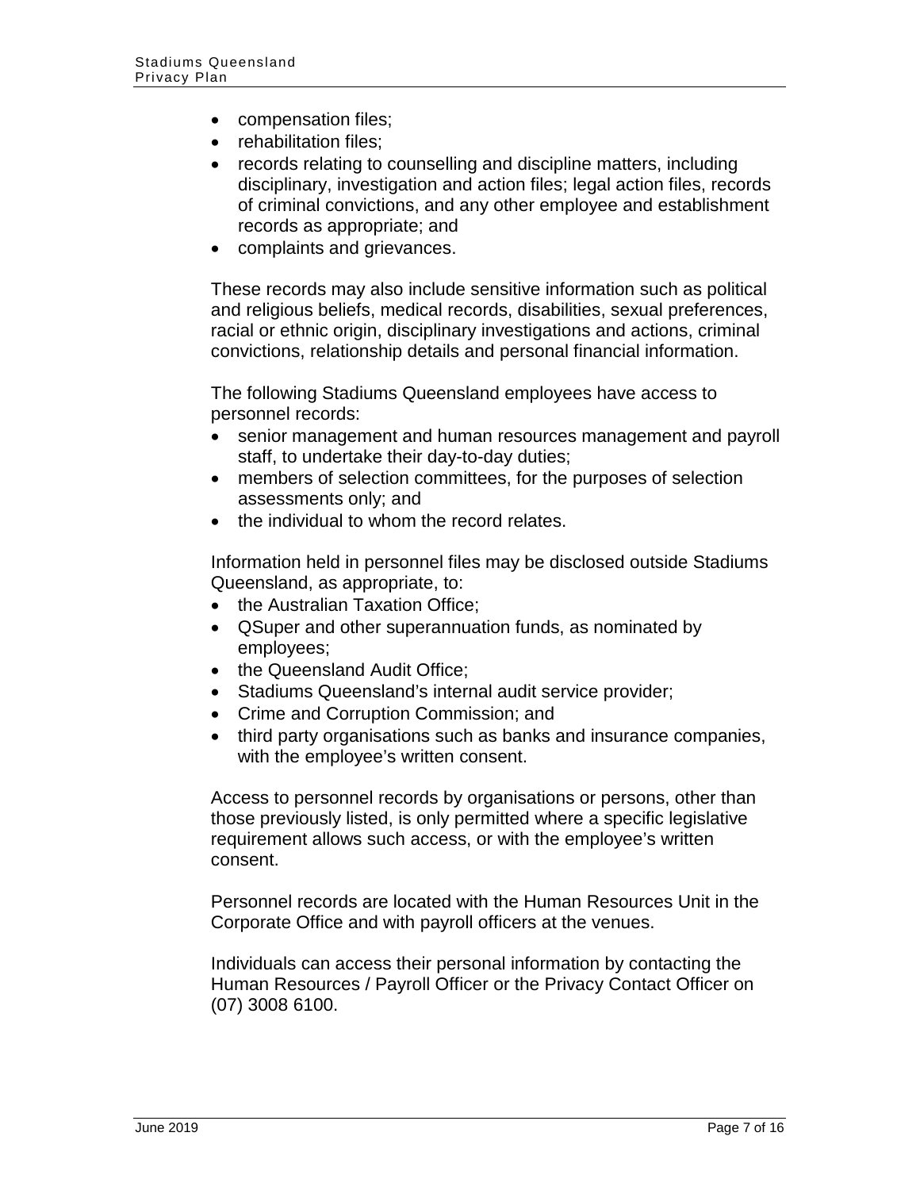- compensation files;
- rehabilitation files;
- records relating to counselling and discipline matters, including disciplinary, investigation and action files; legal action files, records of criminal convictions, and any other employee and establishment records as appropriate; and
- complaints and grievances.

These records may also include sensitive information such as political and religious beliefs, medical records, disabilities, sexual preferences, racial or ethnic origin, disciplinary investigations and actions, criminal convictions, relationship details and personal financial information.

The following Stadiums Queensland employees have access to personnel records:

- senior management and human resources management and payroll staff, to undertake their day-to-day duties;
- members of selection committees, for the purposes of selection assessments only; and
- the individual to whom the record relates.

Information held in personnel files may be disclosed outside Stadiums Queensland, as appropriate, to:

- the Australian Taxation Office;
- QSuper and other superannuation funds, as nominated by employees;
- the Queensland Audit Office;
- Stadiums Queensland's internal audit service provider;
- Crime and Corruption Commission; and
- third party organisations such as banks and insurance companies, with the employee's written consent.

Access to personnel records by organisations or persons, other than those previously listed, is only permitted where a specific legislative requirement allows such access, or with the employee's written consent.

Personnel records are located with the Human Resources Unit in the Corporate Office and with payroll officers at the venues.

Individuals can access their personal information by contacting the Human Resources / Payroll Officer or the Privacy Contact Officer on (07) 3008 6100.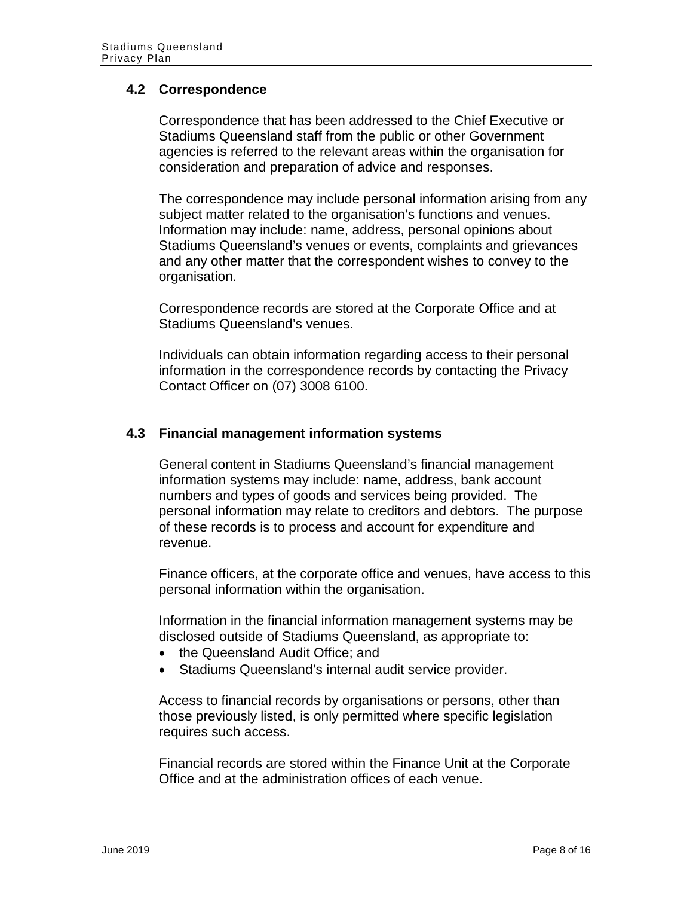### 4.2 Correspondence

Correspondence that has been addressed to the Chief Executive or Stadiums Queensland staff from the public or other Government agencies is referred to the relevant areas within the organisation for consideration and preparation of advice and responses.

The correspondence may include personal information arising from any subject matter related to the organisation's functions and venues. Information may include: name, address, personal opinions about Stadiums Queensland's venues or events, complaints and grievances and any other matter that the correspondent wishes to convey to the organisation.

Correspondence records are stored at the Corporate Office and at Stadiums Queensland's venues.

Individuals can obtain information regarding access to their personal information in the correspondence records by contacting the Privacy Contact Officer on (07) 3008 6100.

### 4.3 Financial management information systems

General content in Stadiums Queensland's financial management information systems may include: name, address, bank account numbers and types of goods and services being provided. The personal information may relate to creditors and debtors. The purpose of these records is to process and account for expenditure and revenue.

Finance officers, at the corporate office and venues, have access to this personal information within the organisation.

Information in the financial information management systems may be disclosed outside of Stadiums Queensland, as appropriate to:

- the Queensland Audit Office; and
- Stadiums Queensland's internal audit service provider.

Access to financial records by organisations or persons, other than those previously listed, is only permitted where specific legislation requires such access.

Financial records are stored within the Finance Unit at the Corporate Office and at the administration offices of each venue.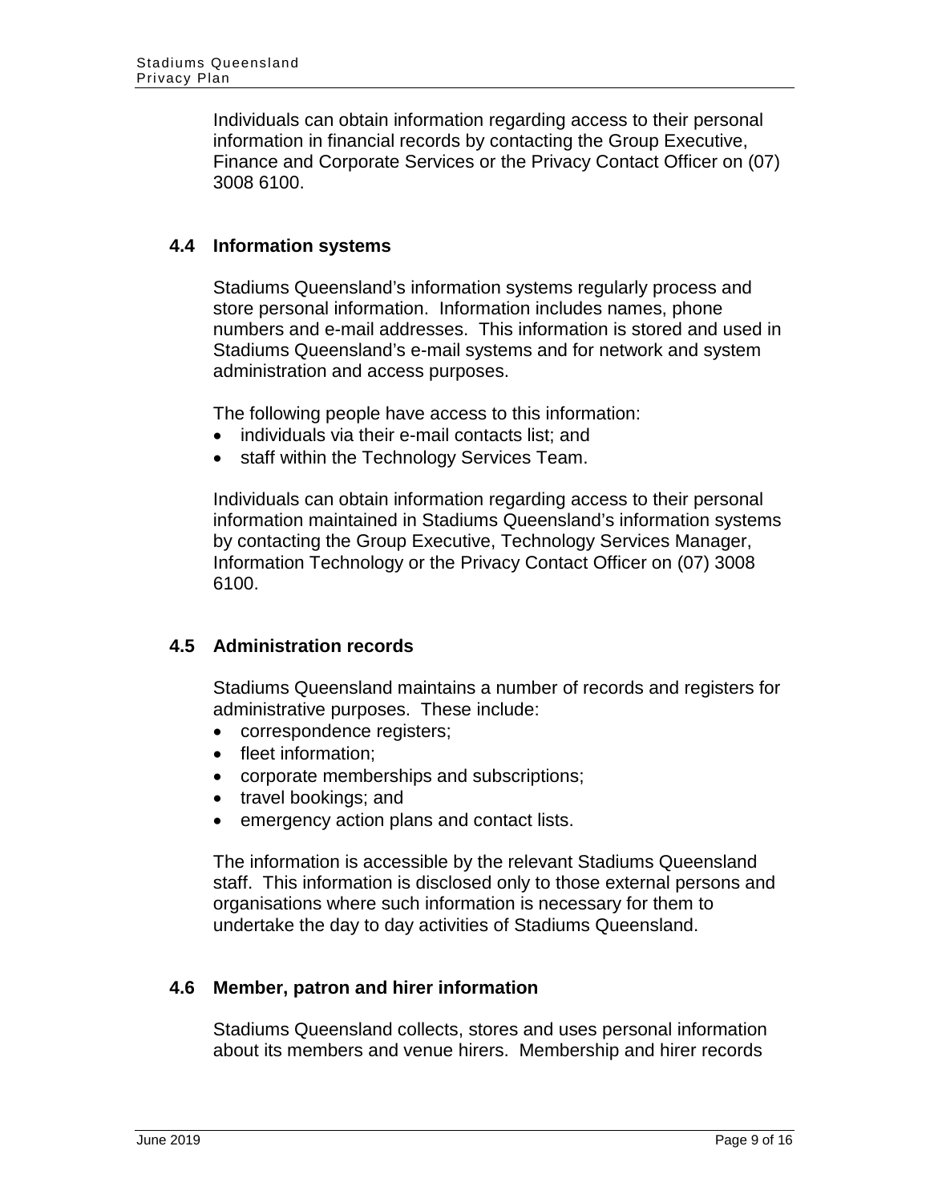Individuals can obtain information regarding access to their personal information in financial records by contacting the Group Executive, Finance and Corporate Services or the Privacy Contact Officer on (07) 3008 6100.

## 4.4 Information systems

Stadiums Queensland's information systems regularly process and store personal information. Information includes names, phone numbers and e-mail addresses. This information is stored and used in Stadiums Queensland's e-mail systems and for network and system administration and access purposes.

The following people have access to this information:

- individuals via their e-mail contacts list; and
- staff within the Technology Services Team.

Individuals can obtain information regarding access to their personal information maintained in Stadiums Queensland's information systems by contacting the Group Executive, Technology Services Manager, Information Technology or the Privacy Contact Officer on (07) 3008 6100.

## 4.5 Administration records

Stadiums Queensland maintains a number of records and registers for administrative purposes. These include:

- correspondence registers;
- fleet information;
- corporate memberships and subscriptions;
- travel bookings; and
- emergency action plans and contact lists.

The information is accessible by the relevant Stadiums Queensland staff. This information is disclosed only to those external persons and organisations where such information is necessary for them to undertake the day to day activities of Stadiums Queensland.

## 4.6 Member, patron and hirer information

Stadiums Queensland collects, stores and uses personal information about its members and venue hirers. Membership and hirer records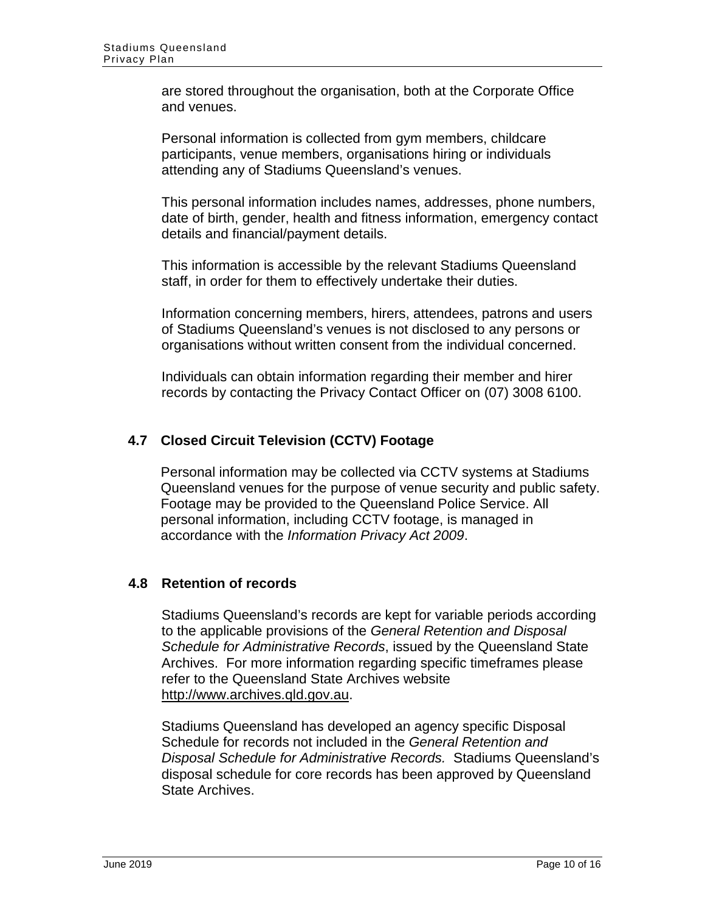are stored throughout the organisation, both at the Corporate Office and venues.

Personal information is collected from gym members, childcare participants, venue members, organisations hiring or individuals attending any of Stadiums Queensland's venues.

This personal information includes names, addresses, phone numbers, date of birth, gender, health and fitness information, emergency contact details and financial/payment details.

This information is accessible by the relevant Stadiums Queensland staff, in order for them to effectively undertake their duties.

Information concerning members, hirers, attendees, patrons and users of Stadiums Queensland's venues is not disclosed to any persons or organisations without written consent from the individual concerned.

Individuals can obtain information regarding their member and hirer records by contacting the Privacy Contact Officer on (07) 3008 6100.

### 4.7 Closed Circuit Television (CCTV) Footage

Personal information may be collected via CCTV systems at Stadiums Queensland venues for the purpose of venue security and public safety. Footage may be provided to the Queensland Police Service. All personal information, including CCTV footage, is managed in accordance with the *Information Privacy Act 2009*.

### 4.8 Retention of records

Stadiums Queensland's records are kept for variable periods according to the applicable provisions of the *General Retention and Disposal Schedule for Administrative Records*, issued by the Queensland State Archives. For more information regarding specific timeframes please refer to the Queensland State Archives website http://www.archives.qld.gov.au.

Stadiums Queensland has developed an agency specific Disposal Schedule for records not included in the *General Retention and Disposal Schedule for Administrative Records.* Stadiums Queensland's disposal schedule for core records has been approved by Queensland State Archives.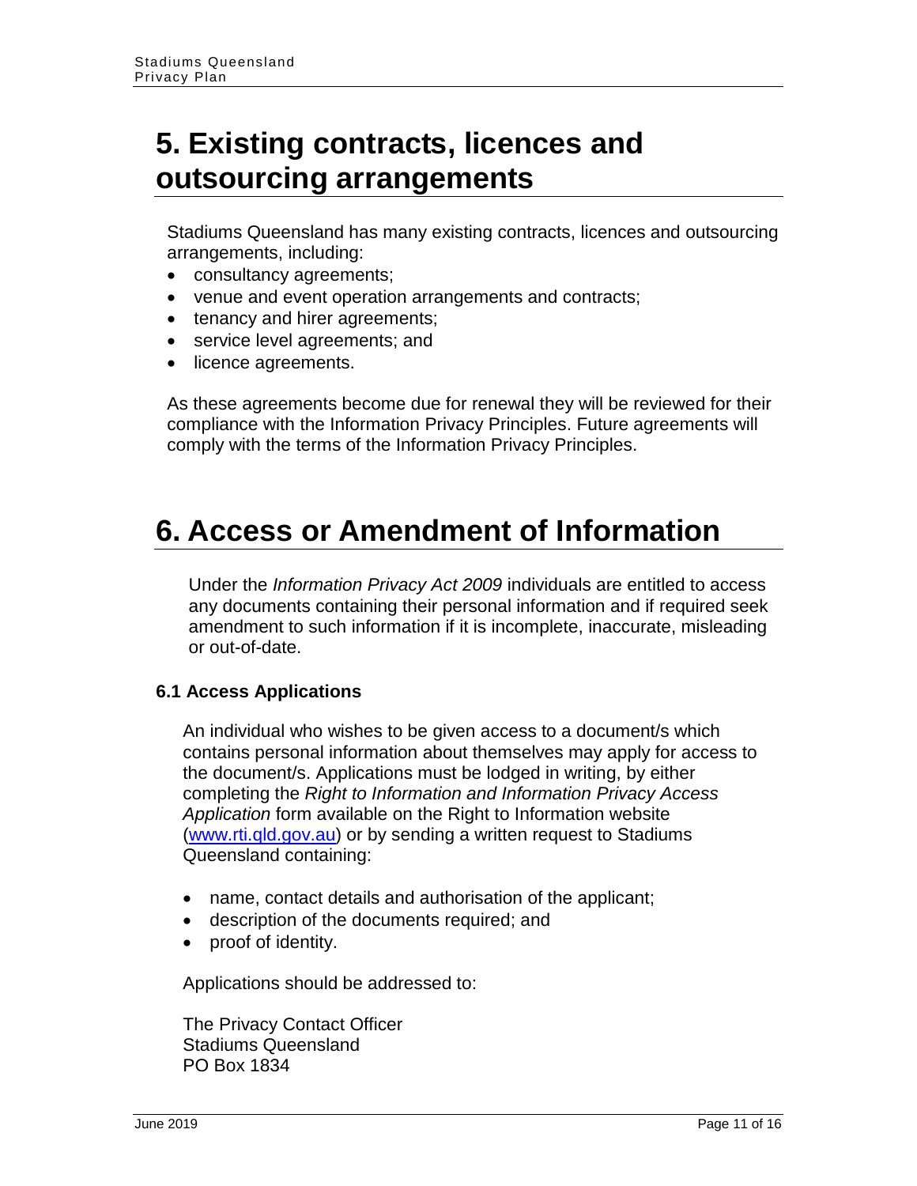# 5. Existing contracts, licences and outsourcing arrangements

Stadiums Queensland has many existing contracts, licences and outsourcing arrangements, including:

- consultancy agreements;
- venue and event operation arrangements and contracts;
- tenancy and hirer agreements;
- service level agreements; and
- licence agreements.

As these agreements become due for renewal they will be reviewed for their compliance with the Information Privacy Principles. Future agreements will comply with the terms of the Information Privacy Principles.

# 6. Access or Amendment of Information

Under the *Information Privacy Act 2009* individuals are entitled to access any documents containing their personal information and if required seek amendment to such information if it is incomplete, inaccurate, misleading or out-of-date.

### 6.1 Access Applications

An individual who wishes to be given access to a document/s which contains personal information about themselves may apply for access to the document/s. Applications must be lodged in writing, by either completing the *Right to Information and Information Privacy Access Application* form available on the Right to Information website (www.rti.qld.gov.au) or by sending a written request to Stadiums Queensland containing:

- name, contact details and authorisation of the applicant;
- description of the documents required; and
- proof of identity.

Applications should be addressed to:

The Privacy Contact Officer
Stadiums Queensland
PO Box 1834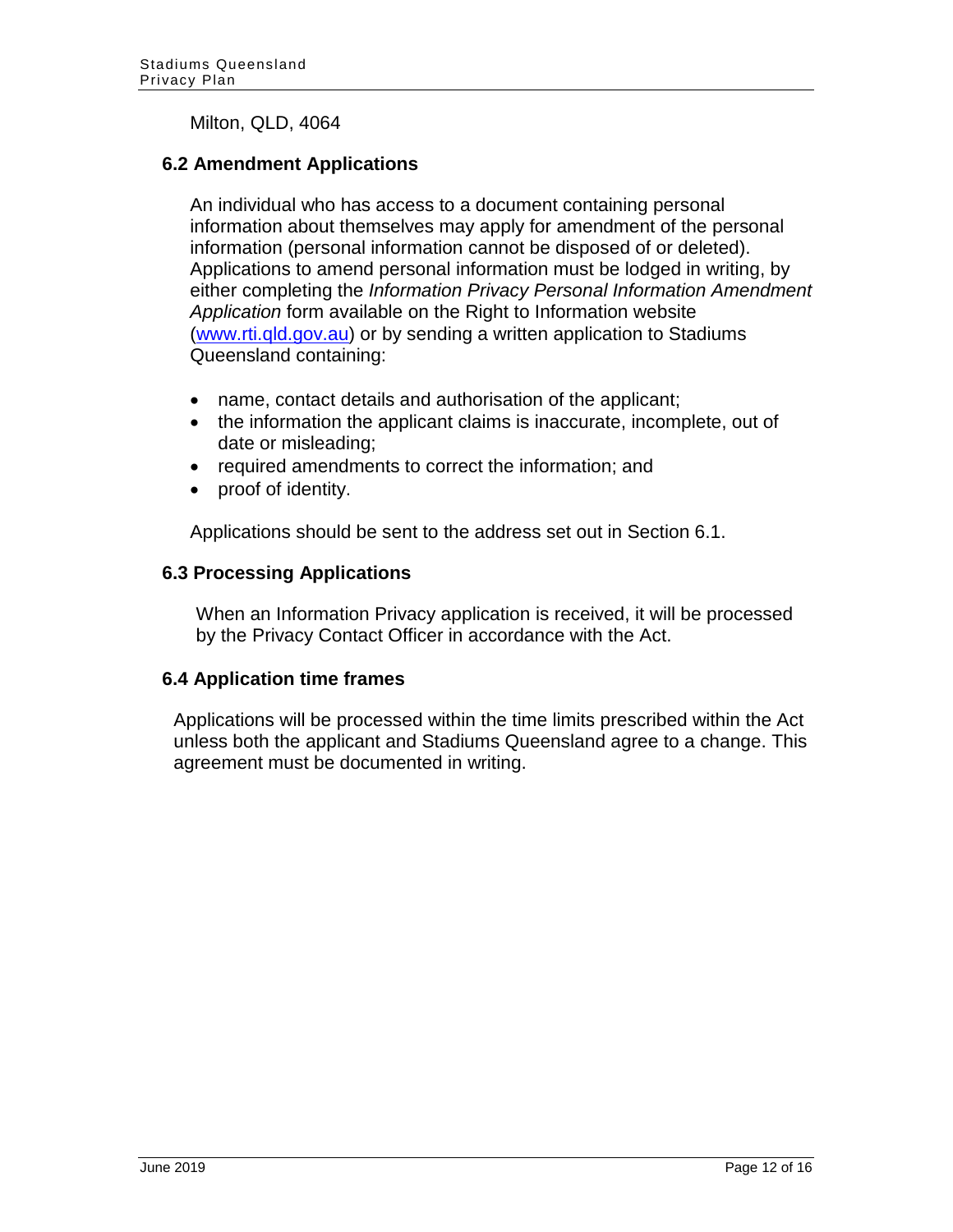Milton, QLD, 4064

### 6.2 Amendment Applications

An individual who has access to a document containing personal information about themselves may apply for amendment of the personal information (personal information cannot be disposed of or deleted). Applications to amend personal information must be lodged in writing, by either completing the *Information Privacy Personal Information Amendment Application* form available on the Right to Information website ([www.rti.qld.gov.au](http://www.rti.qld.gov.au)) or by sending a written application to Stadiums Queensland containing:

- name, contact details and authorisation of the applicant;
- the information the applicant claims is inaccurate, incomplete, out of date or misleading;
- required amendments to correct the information; and
- proof of identity.

Applications should be sent to the address set out in Section 6.1.

### 6.3 Processing Applications

When an Information Privacy application is received, it will be processed by the Privacy Contact Officer in accordance with the Act.

### 6.4 Application time frames

Applications will be processed within the time limits prescribed within the Act unless both the applicant and Stadiums Queensland agree to a change. This agreement must be documented in writing.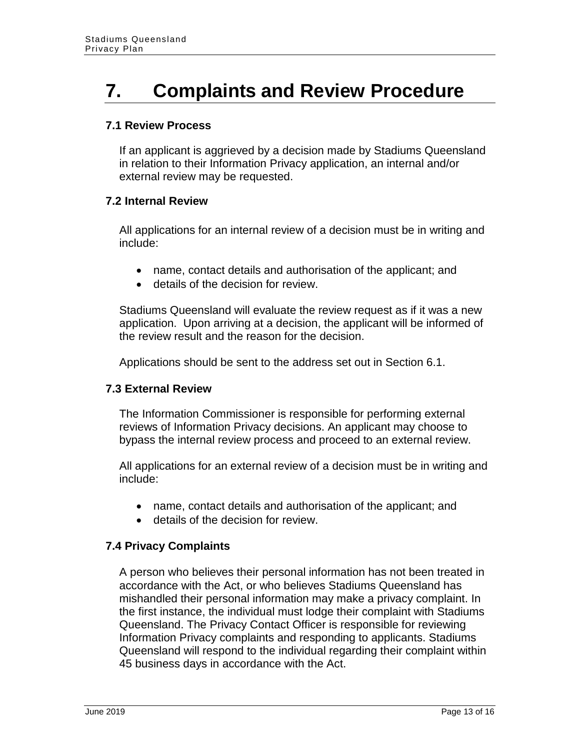# 7. Complaints and Review Procedure

### 7.1 Review Process

If an applicant is aggrieved by a decision made by Stadiums Queensland in relation to their Information Privacy application, an internal and/or external review may be requested.

### 7.2 Internal Review

All applications for an internal review of a decision must be in writing and include:

- name, contact details and authorisation of the applicant; and
- details of the decision for review.

Stadiums Queensland will evaluate the review request as if it was a new application. Upon arriving at a decision, the applicant will be informed of the review result and the reason for the decision.

Applications should be sent to the address set out in Section 6.1.

### 7.3 External Review

The Information Commissioner is responsible for performing external reviews of Information Privacy decisions. An applicant may choose to bypass the internal review process and proceed to an external review.

All applications for an external review of a decision must be in writing and include:

- name, contact details and authorisation of the applicant; and
- details of the decision for review.

### 7.4 Privacy Complaints

A person who believes their personal information has not been treated in accordance with the Act, or who believes Stadiums Queensland has mishandled their personal information may make a privacy complaint. In the first instance, the individual must lodge their complaint with Stadiums Queensland. The Privacy Contact Officer is responsible for reviewing Information Privacy complaints and responding to applicants. Stadiums Queensland will respond to the individual regarding their complaint within 45 business days in accordance with the Act.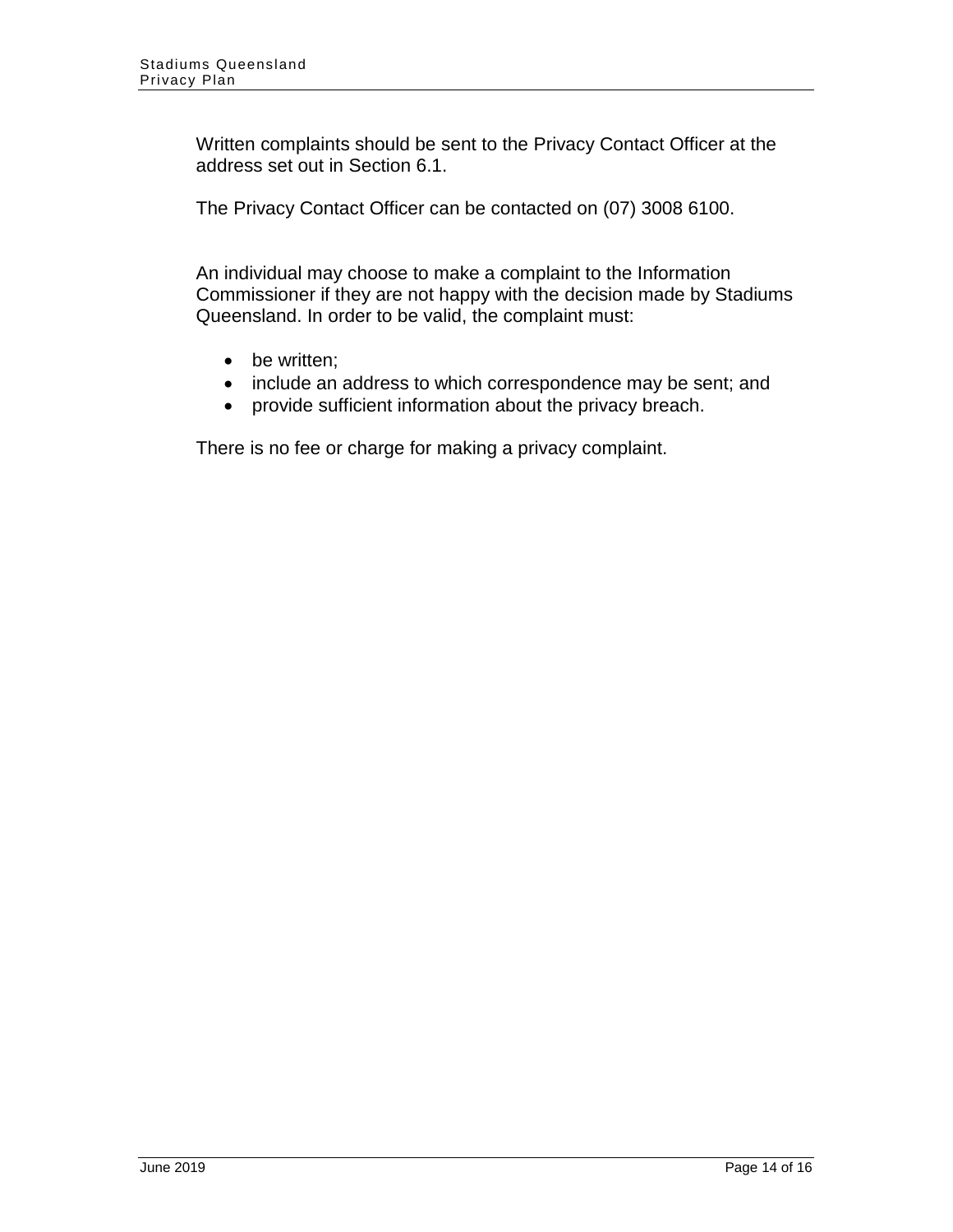Written complaints should be sent to the Privacy Contact Officer at the address set out in Section 6.1.

The Privacy Contact Officer can be contacted on (07) 3008 6100.

An individual may choose to make a complaint to the Information Commissioner if they are not happy with the decision made by Stadiums Queensland. In order to be valid, the complaint must:

- be written;
- include an address to which correspondence may be sent; and
- provide sufficient information about the privacy breach.

There is no fee or charge for making a privacy complaint.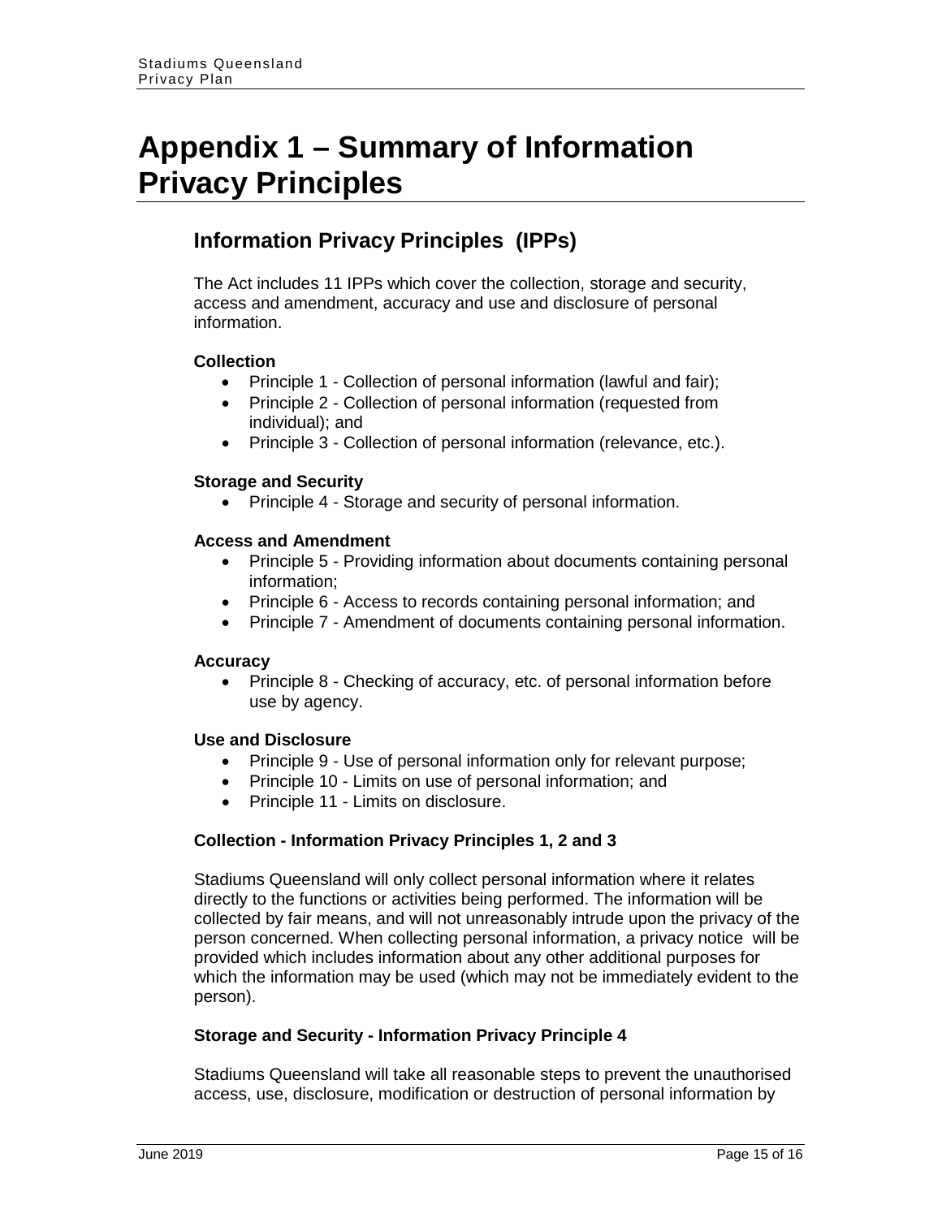# Appendix 1 – Summary of Information Privacy Principles

## Information Privacy Principles (IPPs)

The Act includes 11 IPPs which cover the collection, storage and security, access and amendment, accuracy and use and disclosure of personal information.

**Collection**

- Principle 1 - Collection of personal information (lawful and fair);
- Principle 2 - Collection of personal information (requested from individual); and
- Principle 3 - Collection of personal information (relevance, etc.).

**Storage and Security**

- Principle 4 - Storage and security of personal information.

**Access and Amendment**

- Principle 5 - Providing information about documents containing personal information;
- Principle 6 - Access to records containing personal information; and
- Principle 7 - Amendment of documents containing personal information.

**Accuracy**

- Principle 8 - Checking of accuracy, etc. of personal information before use by agency.

**Use and Disclosure**

- Principle 9 - Use of personal information only for relevant purpose;
- Principle 10 - Limits on use of personal information; and
- Principle 11 - Limits on disclosure.

**Collection - Information Privacy Principles 1, 2 and 3**

Stadiums Queensland will only collect personal information where it relates directly to the functions or activities being performed. The information will be collected by fair means, and will not unreasonably intrude upon the privacy of the person concerned. When collecting personal information, a privacy notice will be provided which includes information about any other additional purposes for which the information may be used (which may not be immediately evident to the person).

**Storage and Security - Information Privacy Principle 4**

Stadiums Queensland will take all reasonable steps to prevent the unauthorised access, use, disclosure, modification or destruction of personal information by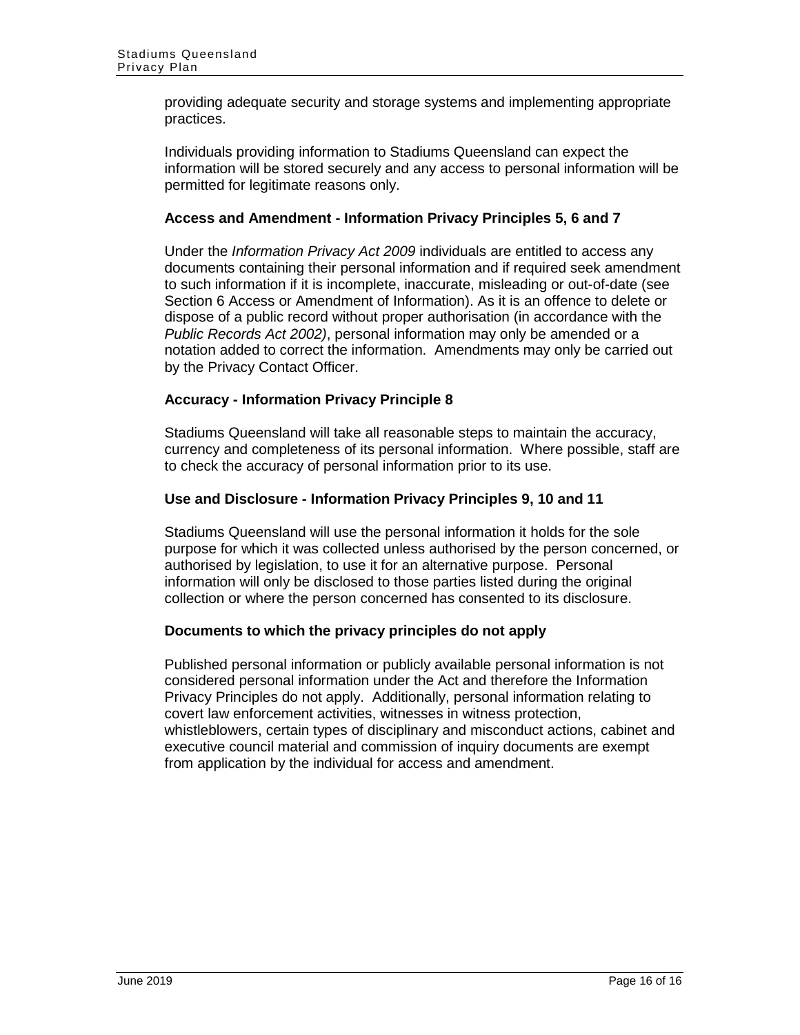providing adequate security and storage systems and implementing appropriate practices.

Individuals providing information to Stadiums Queensland can expect the information will be stored securely and any access to personal information will be permitted for legitimate reasons only.

**Access and Amendment - Information Privacy Principles 5, 6 and 7**

Under the *Information Privacy Act 2009* individuals are entitled to access any documents containing their personal information and if required seek amendment to such information if it is incomplete, inaccurate, misleading or out-of-date (see Section 6 Access or Amendment of Information). As it is an offence to delete or dispose of a public record without proper authorisation (in accordance with the *Public Records Act 2002)*, personal information may only be amended or a notation added to correct the information. Amendments may only be carried out by the Privacy Contact Officer.

**Accuracy - Information Privacy Principle 8**

Stadiums Queensland will take all reasonable steps to maintain the accuracy, currency and completeness of its personal information. Where possible, staff are to check the accuracy of personal information prior to its use.

**Use and Disclosure - Information Privacy Principles 9, 10 and 11**

Stadiums Queensland will use the personal information it holds for the sole purpose for which it was collected unless authorised by the person concerned, or authorised by legislation, to use it for an alternative purpose. Personal information will only be disclosed to those parties listed during the original collection or where the person concerned has consented to its disclosure.

**Documents to which the privacy principles do not apply**

Published personal information or publicly available personal information is not considered personal information under the Act and therefore the Information Privacy Principles do not apply. Additionally, personal information relating to covert law enforcement activities, witnesses in witness protection, whistleblowers, certain types of disciplinary and misconduct actions, cabinet and executive council material and commission of inquiry documents are exempt from application by the individual for access and amendment.